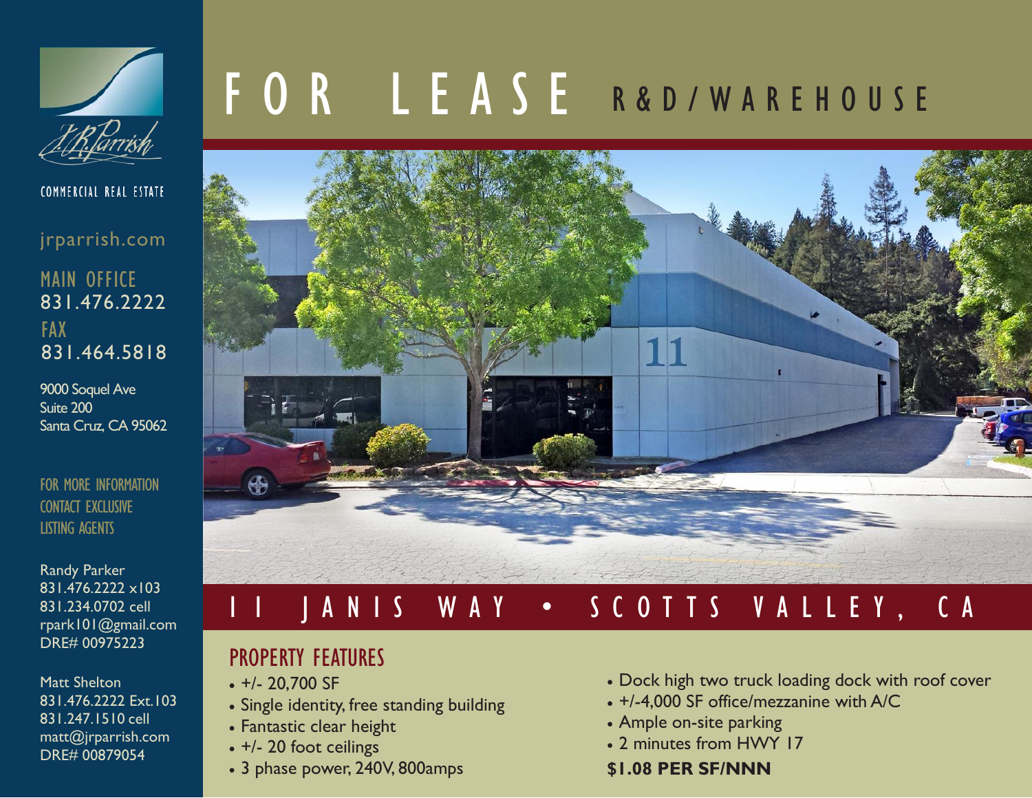# FOR LEASE R&D/WAREHOUSE

## 11 JANIS WAY • SCOTTS VALLEY, CA

### PROPERTY FEATURES

- +/- 20,700 SF
- Single identity, free standing building
- Fantastic clear height
- +/- 20 foot ceilings
- 3 phase power, 240V, 800amps
- Dock high two truck loading dock with roof cover
- +/-4,000 SF office/mezzanine with A/C
- Ample on-site parking
- 2 minutes from HWY 17

**$1.08 PER SF/NNN**

J.R. Parrish

COMMERCIAL REAL ESTATE

jrparrish.com

MAIN OFFICE
831.476.2222

FAX
831.464.5818

9000 Soquel Ave
Suite 200
Santa Cruz, CA 95062

FOR MORE INFORMATION CONTACT EXCLUSIVE LISTING AGENTS

Randy Parker
831.476.2222 x103
831.234.0702 cell
rpark101@gmail.com
DRE# 00975223

Matt Shelton
831.476.2222 Ext.103
831.247.1510 cell
matt@jrparrish.com
DRE# 00879054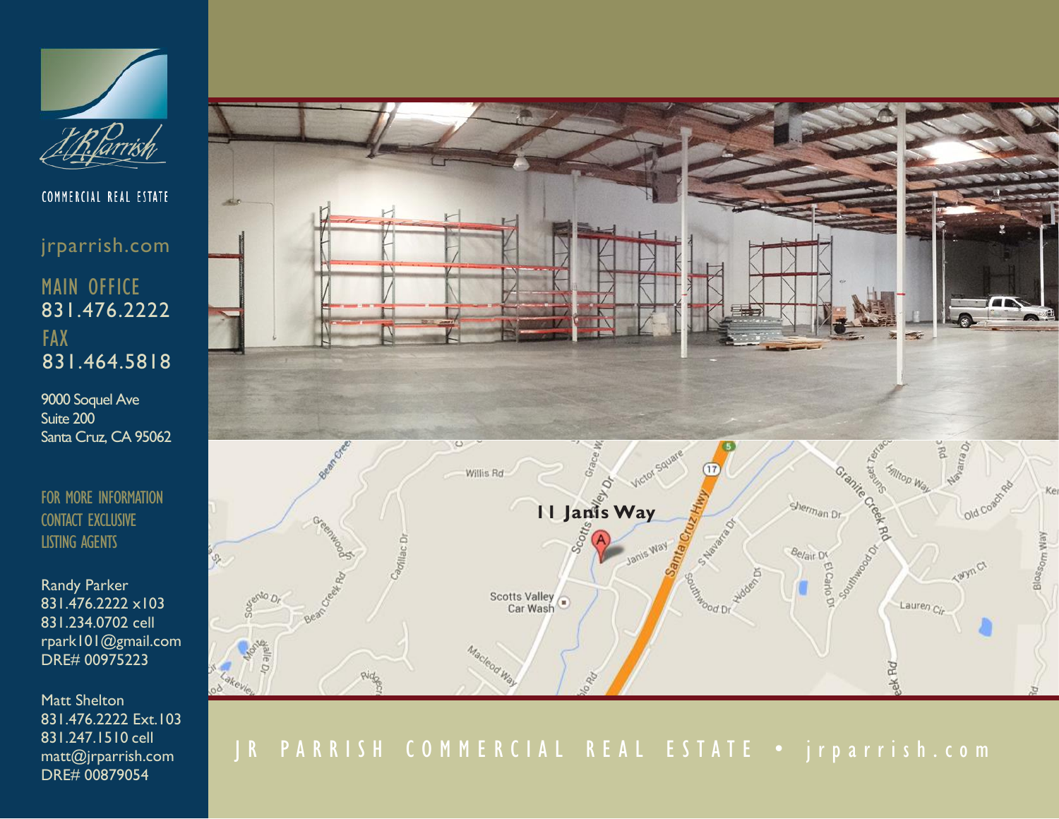J.R. Parrish

COMMERCIAL REAL ESTATE

jrparrish.com

MAIN OFFICE
831.476.2222

FAX
831.464.5818

9000 Soquel Ave
Suite 200
Santa Cruz, CA 95062

FOR MORE INFORMATION
CONTACT EXCLUSIVE
LISTING AGENTS

Randy Parker
831.476.2222 x103
831.234.0702 cell
rpark101@gmail.com
DRE# 00975223

Matt Shelton
831.476.2222 Ext.103
831.247.1510 cell
matt@jrparrish.com
DRE# 00879054

**11 Janis Way**

JR PARRISH COMMERCIAL REAL ESTATE • jrparrish.com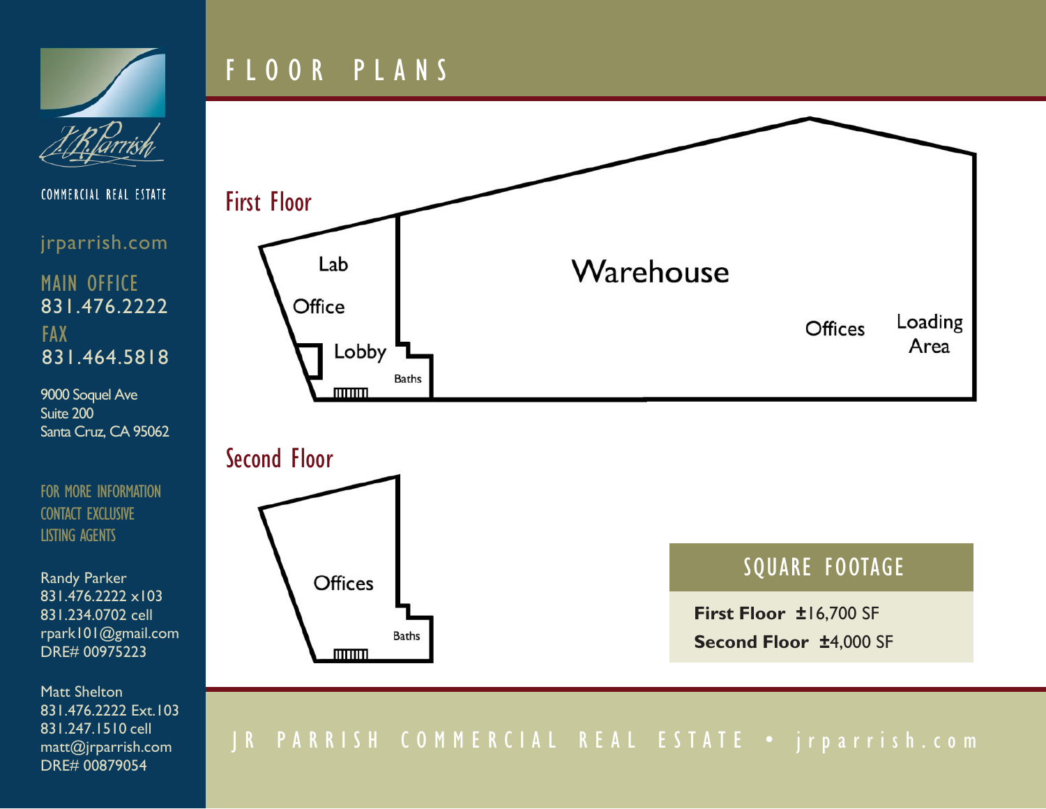J.R. Parrish

COMMERCIAL REAL ESTATE

jrparrish.com

MAIN OFFICE
831.476.2222

FAX
831.464.5818

9000 Soquel Ave
Suite 200
Santa Cruz, CA 95062

FOR MORE INFORMATION CONTACT EXCLUSIVE LISTING AGENTS

Randy Parker
831.476.2222 x103
831.234.0702 cell
rpark101@gmail.com
DRE# 00975223

Matt Shelton
831.476.2222 Ext.103
831.247.1510 cell
matt@jrparrish.com
DRE# 00879054

# FLOOR PLANS

## First Floor

Lab
Office
Lobby
Baths
Warehouse
Offices
Loading Area

## Second Floor

Offices
Baths

## SQUARE FOOTAGE

**First Floor** ±16,700 SF

**Second Floor** ±4,000 SF

JR PARRISH COMMERCIAL REAL ESTATE • jrparrish.com